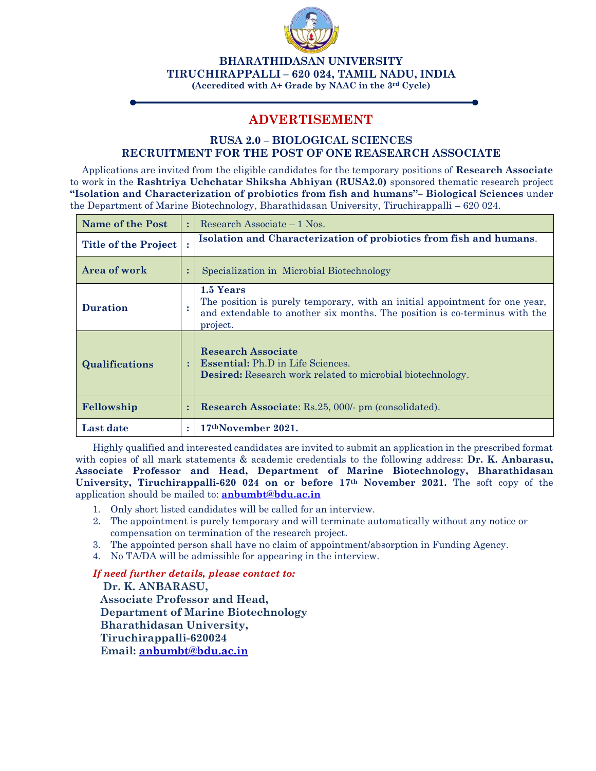# BHARATHIDASAN UNIVERSITY

**TIRUCHIRAPPALLI – 620 024, TAMIL NADU, INDIA**

**(Accredited with A+ Grade by NAAC in the 3rd Cycle)**

## ADVERTISEMENT

### RUSA 2.0 – BIOLOGICAL SCIENCES
### RECRUITMENT FOR THE POST OF ONE REASEARCH ASSOCIATE

Applications are invited from the eligible candidates for the temporary positions of **Research Associate** to work in the **Rashtriya Uchchatar Shiksha Abhiyan (RUSA2.0)** sponsored thematic research project **"Isolation and Characterization of probiotics from fish and humans"– Biological Sciences** under the Department of Marine Biotechnology, Bharathidasan University, Tiruchirappalli – 620 024.

| | | |
|---|---|---|
| **Name of the Post** | : | Research Associate – 1 Nos. |
| **Title of the Project** | : | **Isolation and Characterization of probiotics from fish and humans**. |
| **Area of work** | : | Specialization in Microbial Biotechnology |
| **Duration** | : | **1.5 Years**<br>The position is purely temporary, with an initial appointment for one year, and extendable to another six months. The position is co-terminus with the project. |
| **Qualifications** | : | **Research Associate**<br>**Essential:** Ph.D in Life Sciences.<br>**Desired:** Research work related to microbial biotechnology. |
| **Fellowship** | : | **Research Associate**: Rs.25, 000/- pm (consolidated). |
| **Last date** | : | **17th November 2021.** |

Highly qualified and interested candidates are invited to submit an application in the prescribed format with copies of all mark statements & academic credentials to the following address: **Dr. K. Anbarasu, Associate Professor and Head, Department of Marine Biotechnology, Bharathidasan University, Tiruchirappalli-620 024 on or before 17th November 2021.** The soft copy of the application should be mailed to: **anbumbt@bdu.ac.in**

1. Only short listed candidates will be called for an interview.
2. The appointment is purely temporary and will terminate automatically without any notice or compensation on termination of the research project.
3. The appointed person shall have no claim of appointment/absorption in Funding Agency.
4. No TA/DA will be admissible for appearing in the interview.

***If need further details, please contact to:***

**Dr. K. ANBARASU,**
**Associate Professor and Head,**
**Department of Marine Biotechnology**
**Bharathidasan University,**
**Tiruchirappalli-620024**
**Email: anbumbt@bdu.ac.in**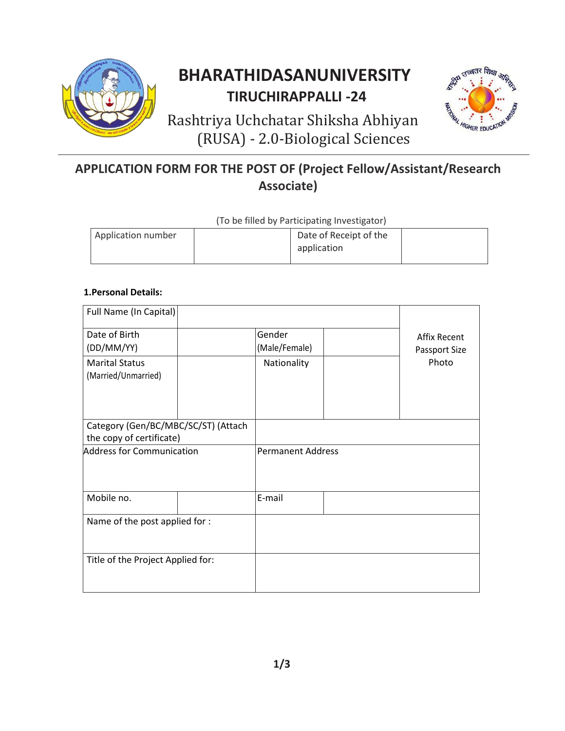# BHARATHIDASANUNIVERSITY

## TIRUCHIRAPPALLI -24

Rashtriya Uchchatar Shiksha Abhiyan (RUSA) - 2.0-Biological Sciences

## APPLICATION FORM FOR THE POST OF (Project Fellow/Assistant/Research Associate)

(To be filled by Participating Investigator)

| | | | |
|---|---|---|---|
| Application number | | Date of Receipt of the application | |

**1.Personal Details:**

| | | | | |
|---|---|---|---|---|
| Full Name (In Capital) | | | | Affix Recent Passport Size Photo |
| Date of Birth (DD/MM/YY) | | Gender (Male/Female) | | |
| Marital Status (Married/Unmarried) | | Nationality | | |
| Category (Gen/BC/MBC/SC/ST) (Attach the copy of certificate) | | | | |
| Address for Communication | | Permanent Address | | |
| Mobile no. | | E-mail | | |
| Name of the post applied for : | | | | |
| Title of the Project Applied for: | | | | |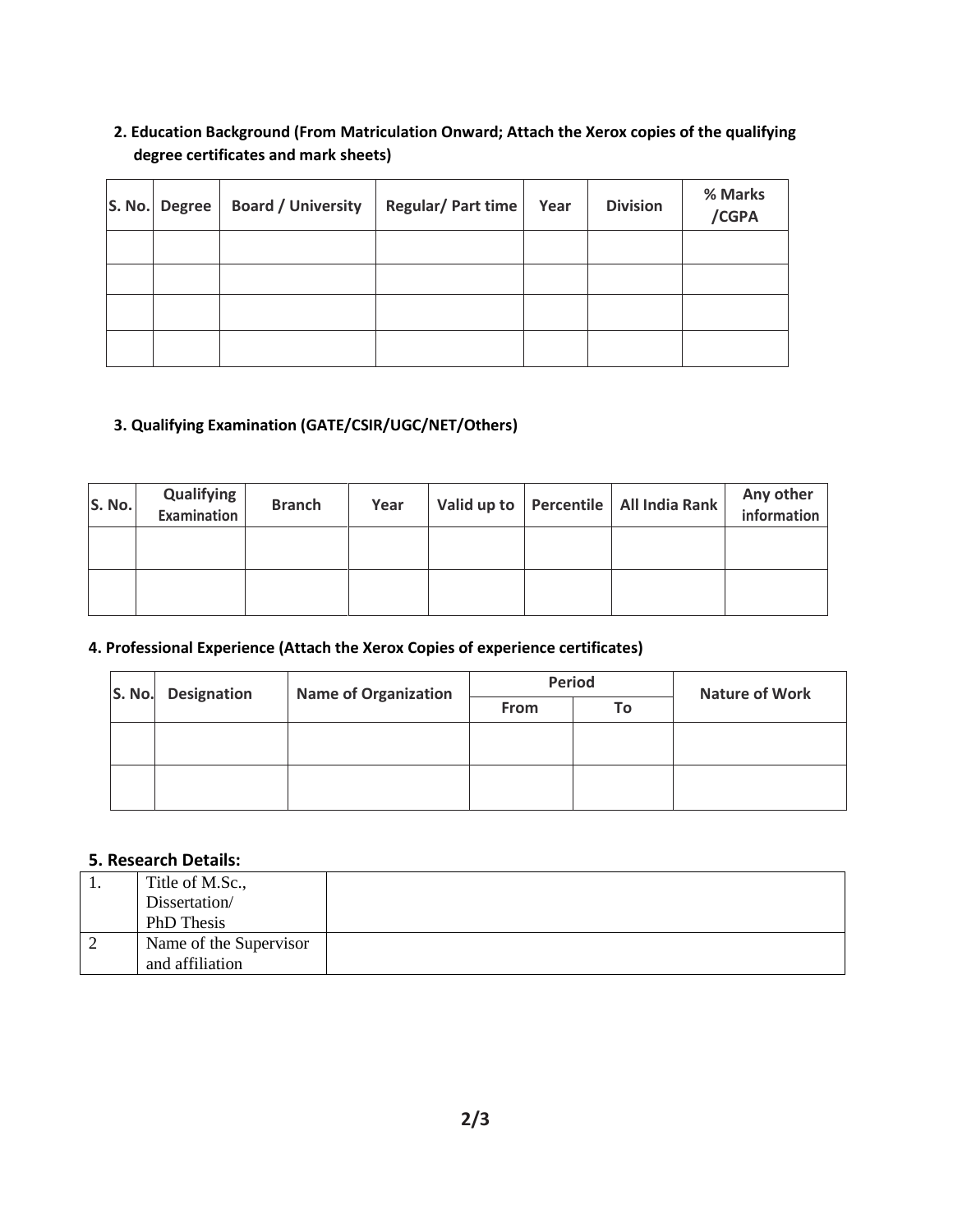**2. Education Background (From Matriculation Onward; Attach the Xerox copies of the qualifying degree certificates and mark sheets)**

| S. No. | Degree | Board / University | Regular/ Part time | Year | Division | % Marks /CGPA |
|---|---|---|---|---|---|---|
| | | | | | | |
| | | | | | | |
| | | | | | | |
| | | | | | | |

**3. Qualifying Examination (GATE/CSIR/UGC/NET/Others)**

| S. No. | Qualifying Examination | Branch | Year | Valid up to | Percentile | All India Rank | Any other information |
|---|---|---|---|---|---|---|---|
| | | | | | | | |
| | | | | | | | |

**4. Professional Experience (Attach the Xerox Copies of experience certificates)**

| S. No. | Designation | Name of Organization | Period | | Nature of Work |
|---|---|---|---|---|---|
| | | | From | To | |
| | | | | | |
| | | | | | |

**5. Research Details:**

| | | |
|---|---|---|
| 1. | Title of M.Sc., Dissertation/ PhD Thesis | |
| 2 | Name of the Supervisor and affiliation | |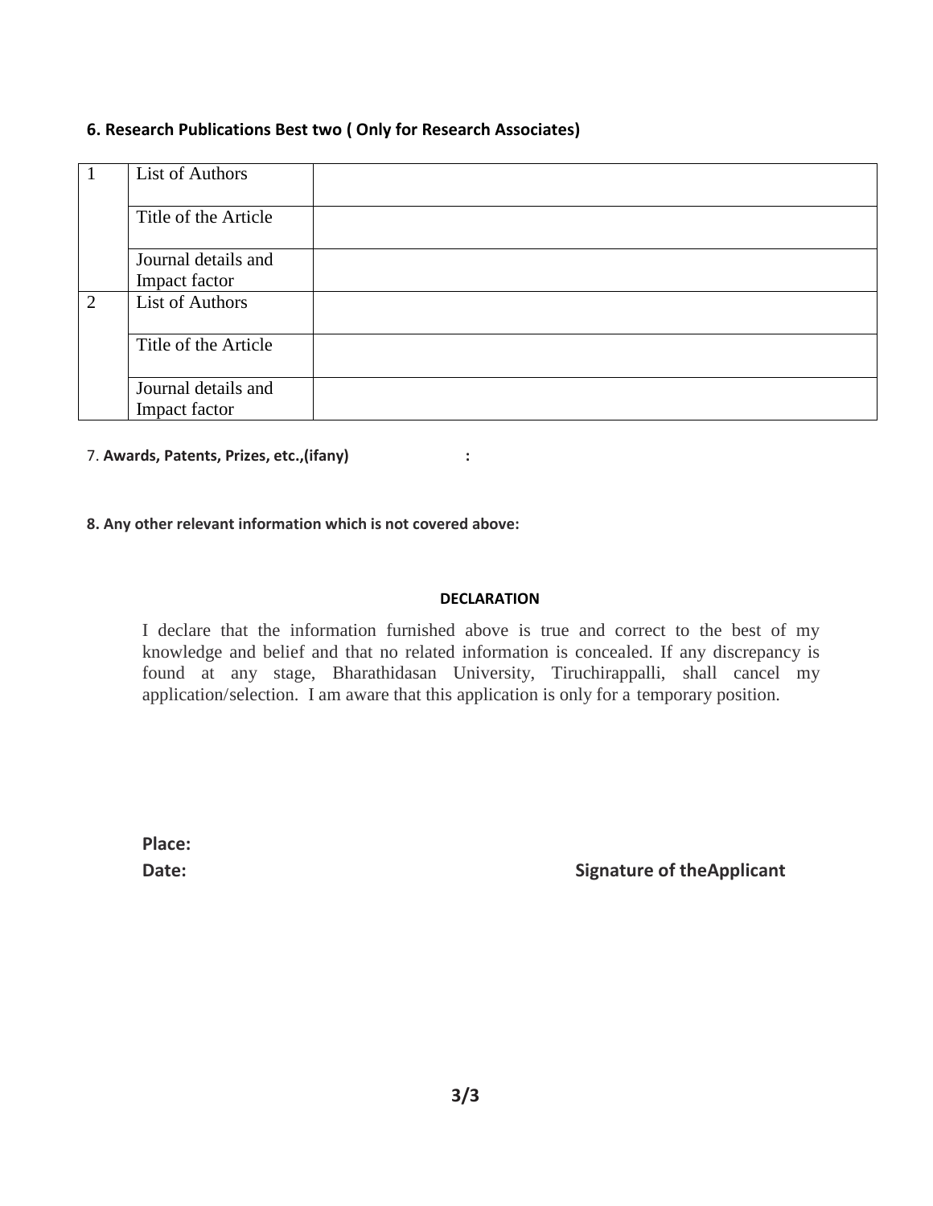**6. Research Publications Best two ( Only for Research Associates)**

| | | |
|---|---|---|
| 1 | List of Authors | |
| | Title of the Article | |
| | Journal details and Impact factor | |
| 2 | List of Authors | |
| | Title of the Article | |
| | Journal details and Impact factor | |

7. **Awards, Patents, Prizes, etc.,(ifany) :**

**8. Any other relevant information which is not covered above:**

**DECLARATION**

I declare that the information furnished above is true and correct to the best of my knowledge and belief and that no related information is concealed. If any discrepancy is found at any stage, Bharathidasan University, Tiruchirappalli, shall cancel my application/selection. I am aware that this application is only for a temporary position.

**Place:**

**Date:** **Signature of theApplicant**